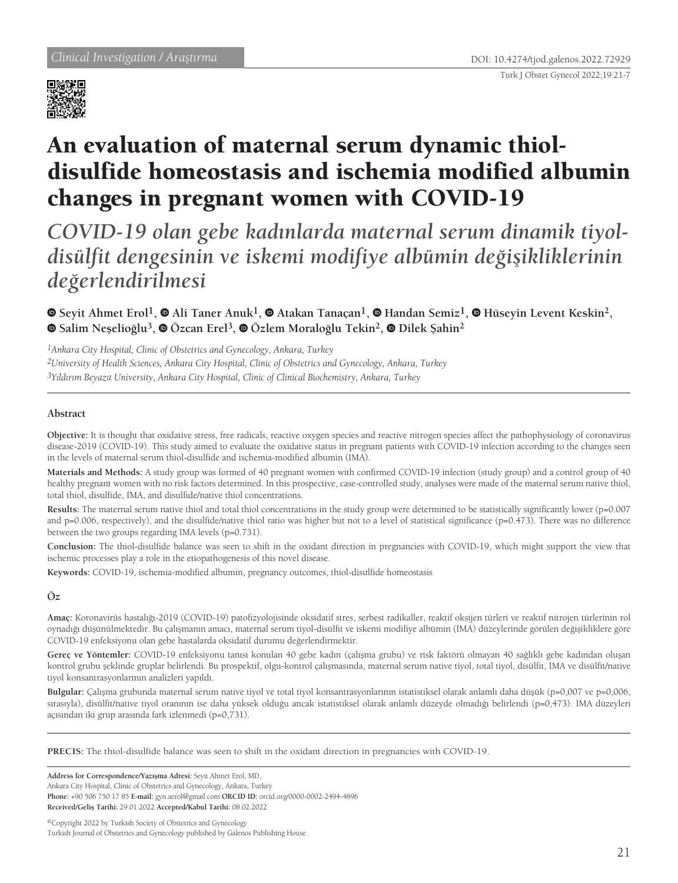Clinical Investigation / Araştırma

DOI: 10.4274/tjod.galenos.2022.72929

# An evaluation of maternal serum dynamic thiol-disulfide homeostasis and ischemia modified albumin changes in pregnant women with COVID-19

## *COVID-19 olan gebe kadınlarda maternal serum dinamik tiyol-disülfit dengesinin ve iskemi modifiye albümin değişikliklerinin değerlendirilmesi*

**Seyit Ahmet Erol[1], Ali Taner Anuk[1], Atakan Tanaçan[1], Handan Semiz[1], Hüseyin Levent Keskin[2], Salim Neşelioğlu[3], Özcan Erel[3], Özlem Moraloğlu Tekin[2], Dilek Şahin[2]**

*[1]Ankara City Hospital, Clinic of Obstetrics and Gynecology, Ankara, Turkey*
*[2]University of Health Sciences, Ankara City Hospital, Clinic of Obstetrics and Gynecology, Ankara, Turkey*
*[3]Yıldırım Beyazıt University, Ankara City Hospital, Clinic of Clinical Biochemistry, Ankara, Turkey*

### Abstract

**Objective:** It is thought that oxidative stress, free radicals, reactive oxygen species and reactive nitrogen species affect the pathophysiology of coronavirus disease-2019 (COVID-19). This study aimed to evaluate the oxidative status in pregnant patients with COVID-19 infection according to the changes seen in the levels of maternal serum thiol-disulfide and ischemia-modified albumin (IMA).

**Materials and Methods:** A study group was formed of 40 pregnant women with confirmed COVID-19 infection (study group) and a control group of 40 healthy pregnant women with no risk factors determined. In this prospective, case-controlled study, analyses were made of the maternal serum native thiol, total thiol, disulfide, IMA, and disulfide/native thiol concentrations.

**Results:** The maternal serum native thiol and total thiol concentrations in the study group were determined to be statistically significantly lower (p=0.007 and p=0.006, respectively), and the disulfide/native thiol ratio was higher but not to a level of statistical significance (p=0.473). There was no difference between the two groups regarding IMA levels (p=0.731).

**Conclusion:** The thiol-disulfide balance was seen to shift in the oxidant direction in pregnancies with COVID-19, which might support the view that ischemic processes play a role in the etiopathogenesis of this novel disease.

**Keywords:** COVID-19, ischemia-modified albumin, pregnancy outcomes, thiol-disulfide homeostasis

### Öz

**Amaç:** Koronavirüs hastalığı-2019 (COVID-19) patofizyolojisinde oksidatif stres, serbest radikaller, reaktif oksijen türleri ve reaktif nitrojen türlerinin rol oynadığı düşünülmektedir. Bu çalışmanın amacı, maternal serum tiyol-disülfit ve iskemi modifiye albümin (İMA) düzeylerinde görülen değişikliklere göre COVID-19 enfeksiyonu olan gebe hastalarda oksidatif durumu değerlendirmektir.

**Gereç ve Yöntemler:** COVID-19 enfeksiyonu tanısı konulan 40 gebe kadın (çalışma grubu) ve risk faktörü olmayan 40 sağlıklı gebe kadından oluşan kontrol grubu şeklinde gruplar belirlendi. Bu prospektif, olgu-kontrol çalışmasında, maternal serum native tiyol, total tiyol, disülfit, İMA ve disülfit/native tiyol konsantrasyonlarının analizleri yapıldı.

**Bulgular:** Çalışma grubunda maternal serum native tiyol ve total tiyol konsantrasyonlarının istatistiksel olarak anlamlı daha düşük (p=0,007 ve p=0,006, sırasıyla), disülfit/native tiyol oranının ise daha yüksek olduğu ancak istatistiksel olarak anlamlı düzeyde olmadığı belirlendi (p=0,473). IMA düzeyleri açısından iki grup arasında fark izlenmedi (p=0,731).

**PRECIS:** The thiol-disulfide balance was seen to shift in the oxidant direction in pregnancies with COVID-19.

**Address for Correspondence/Yazışma Adresi:** Seyit Ahmet Erol, MD,
Ankara City Hospital, Clinic of Obstetrics and Gynecology, Ankara, Turkey
**Phone:** +90 506 750 17 85 **E-mail:** gyn.aerol@gmail.com **ORCID ID:** orcid.org/0000-0002-2494-4896
**Received/Geliş Tarihi:** 29.01.2022 **Accepted/Kabul Tarihi:** 08.02.2022

©Copyright 2022 by Turkish Society of Obstetrics and Gynecology
Turkish Journal of Obstetrics and Gynecology published by Galenos Publishing House.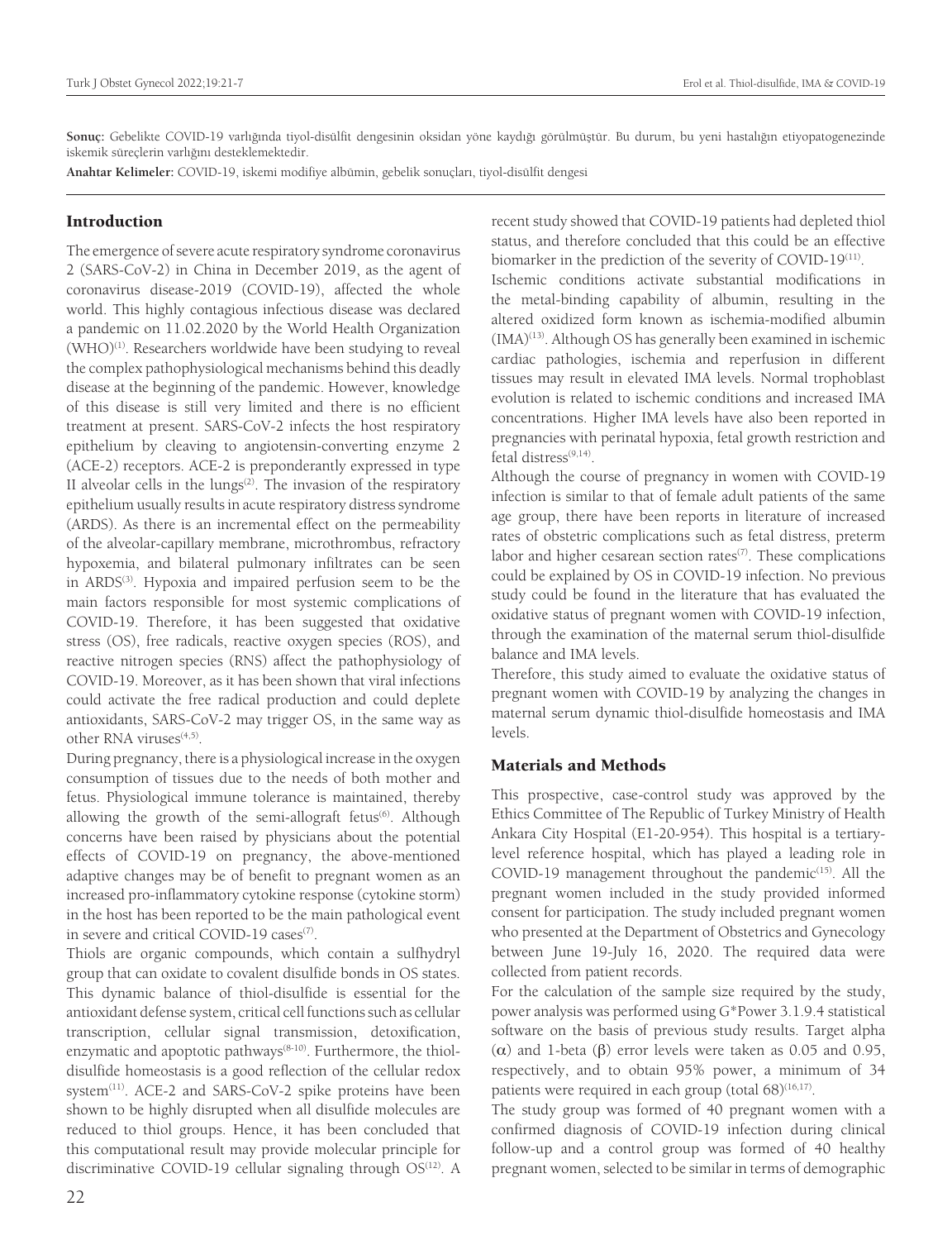**Sonuç:** Gebelikte COVID-19 varlığında tiyol-disülfit dengesinin oksidan yöne kaydığı görülmüştür. Bu durum, bu yeni hastalığın etiyopatogenezinde iskemik süreçlerin varlığını desteklemektedir.

**Anahtar Kelimeler:** COVID-19, iskemi modifiye albümin, gebelik sonuçları, tiyol-disülfit dengesi

## Introduction

The emergence of severe acute respiratory syndrome coronavirus 2 (SARS-CoV-2) in China in December 2019, as the agent of coronavirus disease-2019 (COVID-19), affected the whole world. This highly contagious infectious disease was declared a pandemic on 11.02.2020 by the World Health Organization (WHO)[1]. Researchers worldwide have been studying to reveal the complex pathophysiological mechanisms behind this deadly disease at the beginning of the pandemic. However, knowledge of this disease is still very limited and there is no efficient treatment at present. SARS-CoV-2 infects the host respiratory epithelium by cleaving to angiotensin-converting enzyme 2 (ACE-2) receptors. ACE-2 is preponderantly expressed in type II alveolar cells in the lungs[2]. The invasion of the respiratory epithelium usually results in acute respiratory distress syndrome (ARDS). As there is an incremental effect on the permeability of the alveolar-capillary membrane, microthrombus, refractory hypoxemia, and bilateral pulmonary infiltrates can be seen in ARDS[3]. Hypoxia and impaired perfusion seem to be the main factors responsible for most systemic complications of COVID-19. Therefore, it has been suggested that oxidative stress (OS), free radicals, reactive oxygen species (ROS), and reactive nitrogen species (RNS) affect the pathophysiology of COVID-19. Moreover, as it has been shown that viral infections could activate the free radical production and could deplete antioxidants, SARS-CoV-2 may trigger OS, in the same way as other RNA viruses[4,5].

During pregnancy, there is a physiological increase in the oxygen consumption of tissues due to the needs of both mother and fetus. Physiological immune tolerance is maintained, thereby allowing the growth of the semi-allograft fetus[6]. Although concerns have been raised by physicians about the potential effects of COVID-19 on pregnancy, the above-mentioned adaptive changes may be of benefit to pregnant women as an increased pro-inflammatory cytokine response (cytokine storm) in the host has been reported to be the main pathological event in severe and critical COVID-19 cases[7].

Thiols are organic compounds, which contain a sulfhydryl group that can oxidate to covalent disulfide bonds in OS states. This dynamic balance of thiol-disulfide is essential for the antioxidant defense system, critical cell functions such as cellular transcription, cellular signal transmission, detoxification, enzymatic and apoptotic pathways[8-10]. Furthermore, the thiol-disulfide homeostasis is a good reflection of the cellular redox system[11]. ACE-2 and SARS-CoV-2 spike proteins have been shown to be highly disrupted when all disulfide molecules are reduced to thiol groups. Hence, it has been concluded that this computational result may provide molecular principle for discriminative COVID-19 cellular signaling through OS[12]. A recent study showed that COVID-19 patients had depleted thiol status, and therefore concluded that this could be an effective biomarker in the prediction of the severity of COVID-19[11].

Ischemic conditions activate substantial modifications in the metal-binding capability of albumin, resulting in the altered oxidized form known as ischemia-modified albumin (IMA)[13]. Although OS has generally been examined in ischemic cardiac pathologies, ischemia and reperfusion in different tissues may result in elevated IMA levels. Normal trophoblast evolution is related to ischemic conditions and increased IMA concentrations. Higher IMA levels have also been reported in pregnancies with perinatal hypoxia, fetal growth restriction and fetal distress[9,14].

Although the course of pregnancy in women with COVID-19 infection is similar to that of female adult patients of the same age group, there have been reports in literature of increased rates of obstetric complications such as fetal distress, preterm labor and higher cesarean section rates[7]. These complications could be explained by OS in COVID-19 infection. No previous study could be found in the literature that has evaluated the oxidative status of pregnant women with COVID-19 infection, through the examination of the maternal serum thiol-disulfide balance and IMA levels.

Therefore, this study aimed to evaluate the oxidative status of pregnant women with COVID-19 by analyzing the changes in maternal serum dynamic thiol-disulfide homeostasis and IMA levels.

## Materials and Methods

This prospective, case-control study was approved by the Ethics Committee of The Republic of Turkey Ministry of Health Ankara City Hospital (E1-20-954). This hospital is a tertiary-level reference hospital, which has played a leading role in COVID-19 management throughout the pandemic[15]. All the pregnant women included in the study provided informed consent for participation. The study included pregnant women who presented at the Department of Obstetrics and Gynecology between June 19-July 16, 2020. The required data were collected from patient records.

For the calculation of the sample size required by the study, power analysis was performed using G*Power 3.1.9.4 statistical software on the basis of previous study results. Target alpha ($\alpha$) and 1-beta ($\beta$) error levels were taken as 0.05 and 0.95, respectively, and to obtain 95% power, a minimum of 34 patients were required in each group (total 68)[16,17].

The study group was formed of 40 pregnant women with a confirmed diagnosis of COVID-19 infection during clinical follow-up and a control group was formed of 40 healthy pregnant women, selected to be similar in terms of demographic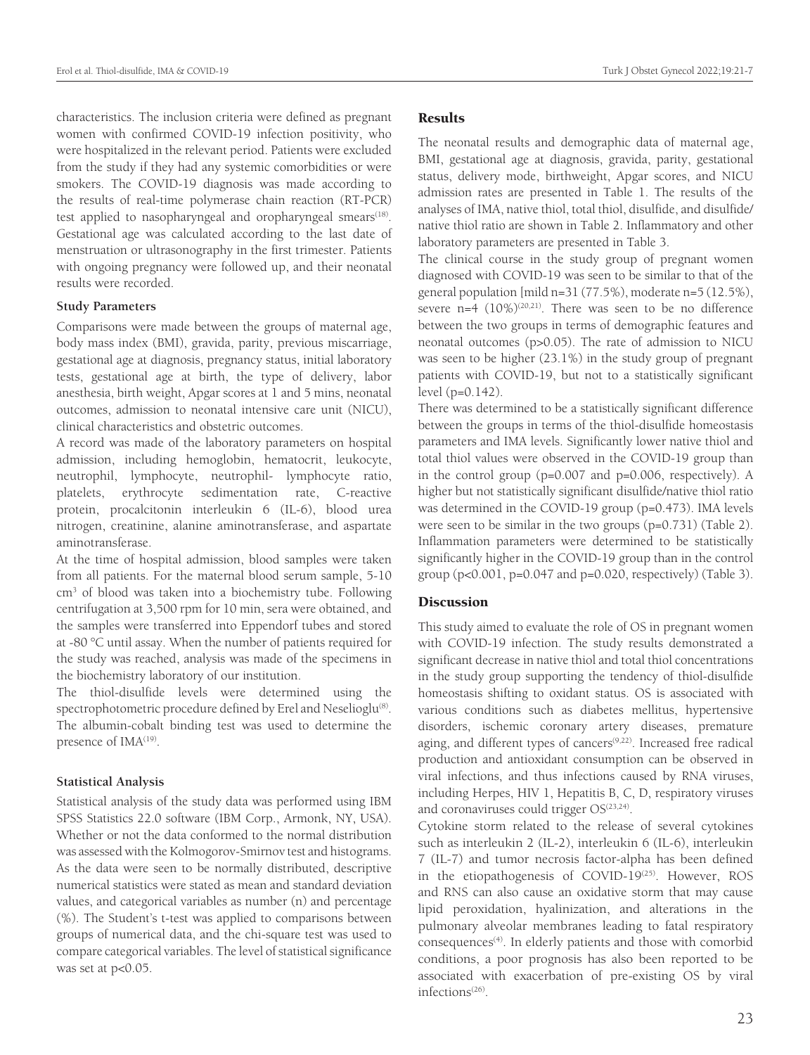characteristics. The inclusion criteria were defined as pregnant women with confirmed COVID-19 infection positivity, who were hospitalized in the relevant period. Patients were excluded from the study if they had any systemic comorbidities or were smokers. The COVID-19 diagnosis was made according to the results of real-time polymerase chain reaction (RT-PCR) test applied to nasopharyngeal and oropharyngeal smears[18]. Gestational age was calculated according to the last date of menstruation or ultrasonography in the first trimester. Patients with ongoing pregnancy were followed up, and their neonatal results were recorded.

### Study Parameters

Comparisons were made between the groups of maternal age, body mass index (BMI), gravida, parity, previous miscarriage, gestational age at diagnosis, pregnancy status, initial laboratory tests, gestational age at birth, the type of delivery, labor anesthesia, birth weight, Apgar scores at 1 and 5 mins, neonatal outcomes, admission to neonatal intensive care unit (NICU), clinical characteristics and obstetric outcomes.

A record was made of the laboratory parameters on hospital admission, including hemoglobin, hematocrit, leukocyte, neutrophil, lymphocyte, neutrophil- lymphocyte ratio, platelets, erythrocyte sedimentation rate, C-reactive protein, procalcitonin interleukin 6 (IL-6), blood urea nitrogen, creatinine, alanine aminotransferase, and aspartate aminotransferase.

At the time of hospital admission, blood samples were taken from all patients. For the maternal blood serum sample, 5-10 $cm^3$ of blood was taken into a biochemistry tube. Following centrifugation at 3,500 rpm for 10 min, sera were obtained, and the samples were transferred into Eppendorf tubes and stored at -80 °C until assay. When the number of patients required for the study was reached, analysis was made of the specimens in the biochemistry laboratory of our institution.

The thiol-disulfide levels were determined using the spectrophotometric procedure defined by Erel and Neselioglu[8]. The albumin-cobalt binding test was used to determine the presence of IMA[19].

### Statistical Analysis

Statistical analysis of the study data was performed using IBM SPSS Statistics 22.0 software (IBM Corp., Armonk, NY, USA). Whether or not the data conformed to the normal distribution was assessed with the Kolmogorov-Smirnov test and histograms. As the data were seen to be normally distributed, descriptive numerical statistics were stated as mean and standard deviation values, and categorical variables as number (n) and percentage (%). The Student's t-test was applied to comparisons between groups of numerical data, and the chi-square test was used to compare categorical variables. The level of statistical significance was set at $p<0.05$.

## Results

The neonatal results and demographic data of maternal age, BMI, gestational age at diagnosis, gravida, parity, gestational status, delivery mode, birthweight, Apgar scores, and NICU admission rates are presented in Table 1. The results of the analyses of IMA, native thiol, total thiol, disulfide, and disulfide/native thiol ratio are shown in Table 2. Inflammatory and other laboratory parameters are presented in Table 3.

The clinical course in the study group of pregnant women diagnosed with COVID-19 was seen to be similar to that of the general population [mild n=31 (77.5%), moderate n=5 (12.5%), severe n=4 (10%)[20,21]. There was seen to be no difference between the two groups in terms of demographic features and neonatal outcomes ($p>0.05$). The rate of admission to NICU was seen to be higher (23.1%) in the study group of pregnant patients with COVID-19, but not to a statistically significant level ($p=0.142$).

There was determined to be a statistically significant difference between the groups in terms of the thiol-disulfide homeostasis parameters and IMA levels. Significantly lower native thiol and total thiol values were observed in the COVID-19 group than in the control group ($p=0.007$ and $p=0.006$, respectively). A higher but not statistically significant disulfide/native thiol ratio was determined in the COVID-19 group ($p=0.473$). IMA levels were seen to be similar in the two groups ($p=0.731$) (Table 2). Inflammation parameters were determined to be statistically significantly higher in the COVID-19 group than in the control group ($p<0.001$, $p=0.047$ and $p=0.020$, respectively) (Table 3).

## Discussion

This study aimed to evaluate the role of OS in pregnant women with COVID-19 infection. The study results demonstrated a significant decrease in native thiol and total thiol concentrations in the study group supporting the tendency of thiol-disulfide homeostasis shifting to oxidant status. OS is associated with various conditions such as diabetes mellitus, hypertensive disorders, ischemic coronary artery diseases, premature aging, and different types of cancers[9,22]. Increased free radical production and antioxidant consumption can be observed in viral infections, and thus infections caused by RNA viruses, including Herpes, HIV 1, Hepatitis B, C, D, respiratory viruses and coronaviruses could trigger OS[23,24].

Cytokine storm related to the release of several cytokines such as interleukin 2 (IL-2), interleukin 6 (IL-6), interleukin 7 (IL-7) and tumor necrosis factor-alpha has been defined in the etiopathogenesis of COVID-19[25]. However, ROS and RNS can also cause an oxidative storm that may cause lipid peroxidation, hyalinization, and alterations in the pulmonary alveolar membranes leading to fatal respiratory consequences[4]. In elderly patients and those with comorbid conditions, a poor prognosis has also been reported to be associated with exacerbation of pre-existing OS by viral infections[26].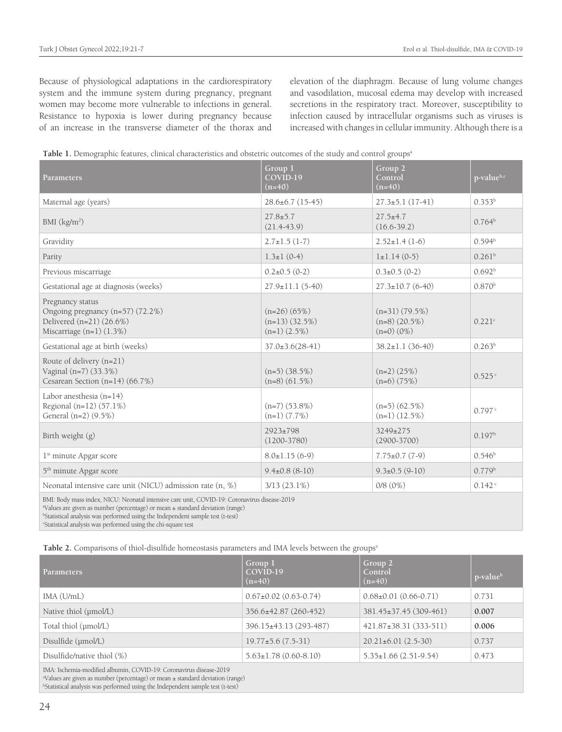Because of physiological adaptations in the cardiorespiratory system and the immune system during pregnancy, pregnant women may become more vulnerable to infections in general. Resistance to hypoxia is lower during pregnancy because of an increase in the transverse diameter of the thorax and elevation of the diaphragm. Because of lung volume changes and vasodilation, mucosal edema may develop with increased secretions in the respiratory tract. Moreover, susceptibility to infection caused by intracellular organisms such as viruses is increased with changes in cellular immunity. Although there is a

**Table 1.** Demographic features, clinical characteristics and obstetric outcomes of the study and control groups[a]

| Parameters | Group 1 COVID-19 (n=40) | Group 2 Control (n=40) | p-value[b,c] |
|---|---|---|---|
| Maternal age (years) | 28.6±6.7 (15-45) | 27.3±5.1 (17-41) | 0.353[b] |
| BMI ($kg/m^2$) | 27.8±5.7 (21.4-43.9) | 27.5±4.7 (16.6-39.2) | 0.764[b] |
| Gravidity | 2.7±1.5 (1-7) | 2.52±1.4 (1-6) | 0.594[b] |
| Parity | 1.3±1 (0-4) | 1±1.14 (0-5) | 0.261[b] |
| Previous miscarriage | 0.2±0.5 (0-2) | 0.3±0.5 (0-2) | 0.692[b] |
| Gestational age at diagnosis (weeks) | 27.9±11.1 (5-40) | 27.3±10.7 (6-40) | 0.870[b] |
| Pregnancy status<br>Ongoing pregnancy (n=57) (72.2%)<br>Delivered (n=21) (26.6%)<br>Miscarriage (n=1) (1.3%) | <br>(n=26) (65%)<br>(n=13) (32.5%)<br>(n=1) (2.5%) | <br>(n=31) (79.5%)<br>(n=8) (20.5%)<br>(n=0) (0%) | 0.221[c] |
| Gestational age at birth (weeks) | 37.0±3.6(28-41) | 38.2±1.1 (36-40) | 0.263[b] |
| Route of delivery (n=21)<br>Vaginal (n=7) (33.3%)<br>Cesarean Section (n=14) (66.7%) | <br>(n=5) (38.5%)<br>(n=8) (61.5%) | <br>(n=2) (25%)<br>(n=6) (75%) | 0.525[c] |
| Labor anesthesia (n=14)<br>Regional (n=12) (57.1%)<br>General (n=2) (9.5%) | <br>(n=7) (53.8%)<br>(n=1) (7.7%) | <br>(n=5) (62.5%)<br>(n=1) (12.5%) | 0.797[c] |
| Birth weight (g) | 2923±798 (1200-3780) | 3249±275 (2900-3700) | 0.197[b] |
| 1st minute Apgar score | 8.0±1.15 (6-9) | 7.75±0.7 (7-9) | 0.546[b] |
| 5th minute Apgar score | 9.4±0.8 (8-10) | 9.3±0.5 (9-10) | 0.779[b] |
| Neonatal intensive care unit (NICU) admission rate (n, %) | 3/13 (23.1%) | 0/8 (0%) | 0.142[c] |

BMI: Body mass index, NICU: Neonatal intensive care unit, COVID-19: Coronavirus disease-2019
[a]Values are given as number (percentage) or mean ± standard deviation (range)
[b]Statistical analysis was performed using the Independent sample test (t-test)
[c]Statistical analysis was performed using the chi-square test

**Table 2.** Comparisons of thiol-disulfide homeostasis parameters and IMA levels between the groups[a]

| Parameters | Group 1 COVID-19 (n=40) | Group 2 Control (n=40) | p-value[b] |
|---|---|---|---|
| IMA (U/mL) | 0.67±0.02 (0.63-0.74) | 0.68±0.01 (0.66-0.71) | 0.731 |
| Native thiol (µmol/L) | 356.6±42.87 (260-452) | 381.45±37.45 (309-461) | **0.007** |
| Total thiol (µmol/L) | 396.15±43.13 (293-487) | 421.87±38.31 (333-511) | **0.006** |
| Disulfide (µmol/L) | 19.77±5.6 (7.5-31) | 20.21±6.01 (2.5-30) | 0.737 |
| Disulfide/native thiol (%) | 5.63±1.78 (0.60-8.10) | 5.35±1.66 (2.51-9.54) | 0.473 |

IMA: Ischemia-modified albumin, COVID-19: Coronavirus disease-2019
[a]Values are given as number (percentage) or mean ± standard deviation (range)
[b]Statistical analysis was performed using the Independent sample test (t-test)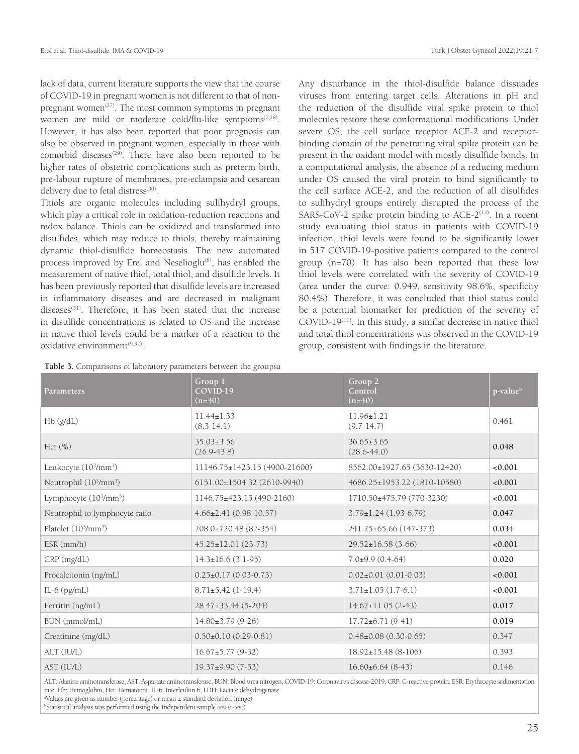lack of data, current literature supports the view that the course of COVID-19 in pregnant women is not different to that of non-pregnant women[27]. The most common symptoms in pregnant women are mild or moderate cold/flu-like symptoms[7,28]. However, it has also been reported that poor prognosis can also be observed in pregnant women, especially in those with comorbid diseases[29]. There have also been reported to be higher rates of obstetric complications such as preterm birth, pre-labour rupture of membranes, pre-eclampsia and cesarean delivery due to fetal distress[30].

Thiols are organic molecules including sulfhydryl groups, which play a critical role in oxidation-reduction reactions and redox balance. Thiols can be oxidized and transformed into disulfides, which may reduce to thiols, thereby maintaining dynamic thiol-disulfide homeostasis. The new automated process improved by Erel and Neselioglu[8], has enabled the measurement of native thiol, total thiol, and disulfide levels. It has been previously reported that disulfide levels are increased in inflammatory diseases and are decreased in malignant diseases[31]. Therefore, it has been stated that the increase in disulfide concentrations is related to OS and the increase in native thiol levels could be a marker of a reaction to the oxidative environment[9,32].

Any disturbance in the thiol-disulfide balance dissuades viruses from entering target cells. Alterations in pH and the reduction of the disulfide viral spike protein to thiol molecules restore these conformational modifications. Under severe OS, the cell surface receptor ACE-2 and receptor-binding domain of the penetrating viral spike protein can be present in the oxidant model with mostly disulfide bonds. In a computational analysis, the absence of a reducing medium under OS caused the viral protein to bind significantly to the cell surface ACE-2, and the reduction of all disulfides to sulfhydryl groups entirely disrupted the process of the SARS-CoV-2 spike protein binding to ACE-2[12]. In a recent study evaluating thiol status in patients with COVID-19 infection, thiol levels were found to be significantly lower in 517 COVID-19-positive patients compared to the control group (n=70). It has also been reported that these low thiol levels were correlated with the severity of COVID-19 (area under the curve: 0.949, sensitivity 98.6%, specificity 80.4%). Therefore, it was concluded that thiol status could be a potential biomarker for prediction of the severity of COVID-19[11]. In this study, a similar decrease in native thiol and total thiol concentrations was observed in the COVID-19 group, consistent with findings in the literature.

**Table 3.** Comparisons of laboratory parameters between the groupsa

| Parameters | Group 1 COVID-19 (n=40) | Group 2 Control (n=40) | p-value[b] |
|---|---|---|---|
| Hb (g/dL) | 11.44±1.33 (8.3-14.1) | 11.96±1.21 (9.7-14.7) | 0.461 |
| Hct (%) | 35.03±3.56 (26.9-43.8) | 36.65±3.65 (28.6-44.0) | **0.048** |
| Leukocyte ($10^3$/mm$^3$) | 11146.75±1423.15 (4900-21600) | 8562.00±1927.65 (3630-12420) | **<0.001** |
| Neutrophil ($10^3$/mm$^3$) | 6151.00±1504.32 (2610-9940) | 4686.25±1953.22 (1810-10580) | **<0.001** |
| Lymphocyte ($10^3$/mm$^3$) | 1146.75±423.15 (490-2160) | 1710.50±475.79 (770-3230) | **<0.001** |
| Neutrophil to lymphocyte ratio | 4.66±2.41 (0.98-10.57) | 3.79±1.24 (1.93-6.79) | **0.047** |
| Platelet ($10^3$/mm$^3$) | 208.0±720.48 (82-354) | 241.25±65.66 (147-373) | **0.034** |
| ESR (mm/h) | 45.25±12.01 (23-73) | 29.52±16.58 (3-66) | **<0.001** |
| CRP (mg/dL) | 14.3±16.6 (3.1-95) | 7.0±9.9 (0.4-64) | **0.020** |
| Procalcitonin (ng/mL) | 0.25±0.17 (0.03-0.73) | 0.02±0.01 (0.01-0.03) | **<0.001** |
| IL-6 (pg/mL) | 8.71±5.42 (1-19.4) | 3.71±1.05 (1.7-6.1) | **<0.001** |
| Ferritin (ng/mL) | 28.47±33.44 (5-204) | 14.67±11.05 (2-43) | **0.017** |
| BUN (mmol/mL) | 14.80±3.79 (9-26) | 17.72±6.71 (9-41) | **0.019** |
| Creatinine (mg/dL) | 0.50±0.10 (0.29-0.81) | 0.48±0.08 (0.30-0.65) | 0.347 |
| ALT (IU/L) | 16.67±5.77 (9-32) | 18.92±15.48 (8-106) | 0.393 |
| AST (IU/L) | 19.37±9.90 (7-53) | 16.60±6.64 (8-43) | 0.146 |

ALT: Alanine aminotransferase, AST: Aspartate aminotransferase, BUN: Blood urea nitrogen, COVID-19: Coronavirus disease-2019, CRP: C-reactive protein, ESR: Erythrocyte sedimentation rate, Hb: Hemoglobin, Hct: Hematocrit, IL-6: Interleukin 6, LDH: Lactate dehydrogenase

[a]Values are given as number (percentage) or mean ± standard deviation (range)

[b]Statistical analysis was performed using the Independent sample test (t-test)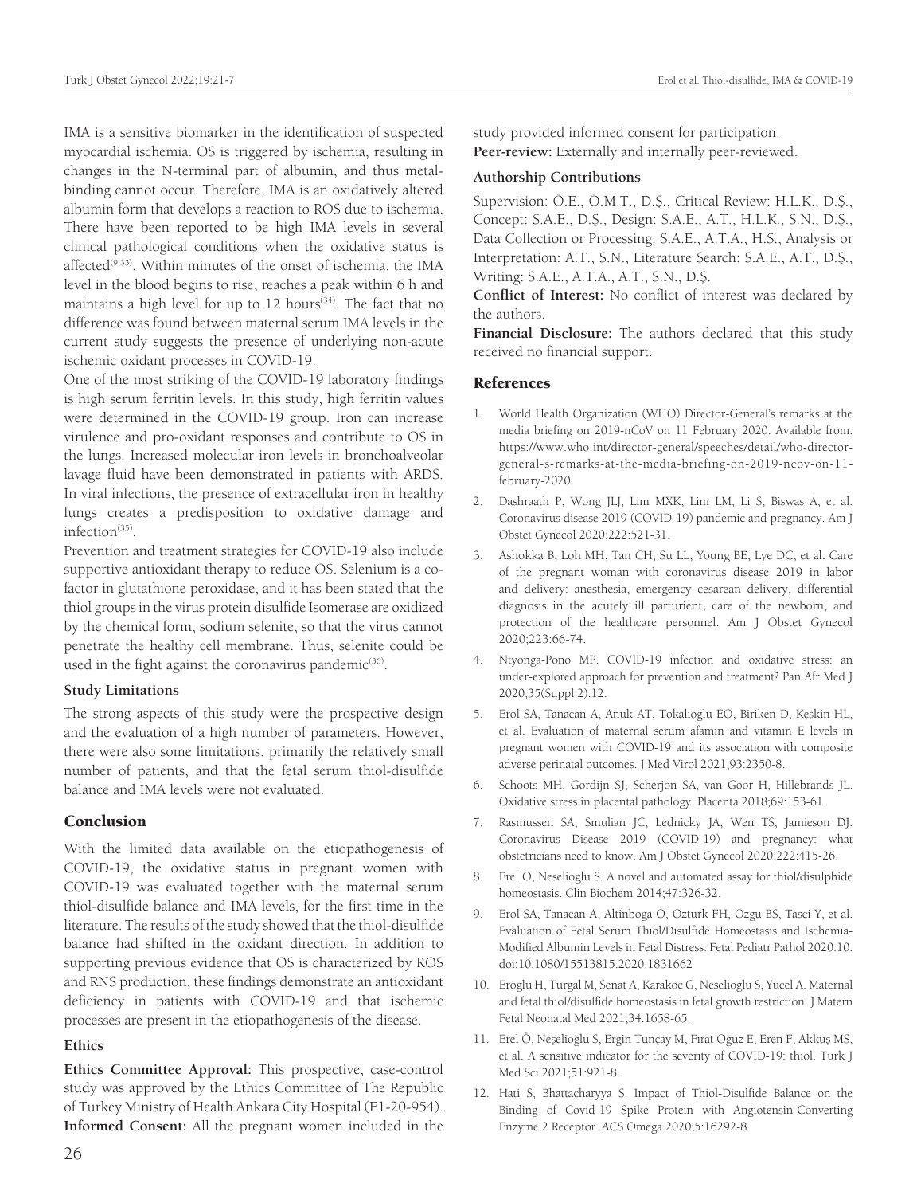IMA is a sensitive biomarker in the identification of suspected myocardial ischemia. OS is triggered by ischemia, resulting in changes in the N-terminal part of albumin, and thus metal-binding cannot occur. Therefore, IMA is an oxidatively altered albumin form that develops a reaction to ROS due to ischemia. There have been reported to be high IMA levels in several clinical pathological conditions when the oxidative status is affected[9,33]. Within minutes of the onset of ischemia, the IMA level in the blood begins to rise, reaches a peak within 6 h and maintains a high level for up to 12 hours[34]. The fact that no difference was found between maternal serum IMA levels in the current study suggests the presence of underlying non-acute ischemic oxidant processes in COVID-19.

One of the most striking of the COVID-19 laboratory findings is high serum ferritin levels. In this study, high ferritin values were determined in the COVID-19 group. Iron can increase virulence and pro-oxidant responses and contribute to OS in the lungs. Increased molecular iron levels in bronchoalveolar lavage fluid have been demonstrated in patients with ARDS. In viral infections, the presence of extracellular iron in healthy lungs creates a predisposition to oxidative damage and infection[35].

Prevention and treatment strategies for COVID-19 also include supportive antioxidant therapy to reduce OS. Selenium is a co-factor in glutathione peroxidase, and it has been stated that the thiol groups in the virus protein disulfide Isomerase are oxidized by the chemical form, sodium selenite, so that the virus cannot penetrate the healthy cell membrane. Thus, selenite could be used in the fight against the coronavirus pandemic[36].

### Study Limitations

The strong aspects of this study were the prospective design and the evaluation of a high number of parameters. However, there were also some limitations, primarily the relatively small number of patients, and that the fetal serum thiol-disulfide balance and IMA levels were not evaluated.

## Conclusion

With the limited data available on the etiopathogenesis of COVID-19, the oxidative status in pregnant women with COVID-19 was evaluated together with the maternal serum thiol-disulfide balance and IMA levels, for the first time in the literature. The results of the study showed that the thiol-disulfide balance had shifted in the oxidant direction. In addition to supporting previous evidence that OS is characterized by ROS and RNS production, these findings demonstrate an antioxidant deficiency in patients with COVID-19 and that ischemic processes are present in the etiopathogenesis of the disease.

### Ethics

**Ethics Committee Approval:** This prospective, case-control study was approved by the Ethics Committee of The Republic of Turkey Ministry of Health Ankara City Hospital (E1-20-954).

**Informed Consent:** All the pregnant women included in the study provided informed consent for participation.

**Peer-review:** Externally and internally peer-reviewed.

### Authorship Contributions

Supervision: Ö.E., Ö.M.T., D.Ş., Critical Review: H.L.K., D.Ş., Concept: S.A.E., D.Ş., Design: S.A.E., A.T., H.L.K., S.N., D.Ş., Data Collection or Processing: S.A.E., A.T.A., H.S., Analysis or Interpretation: A.T., S.N., Literature Search: S.A.E., A.T., D.Ş., Writing: S.A.E., A.T.A., A.T., S.N., D.Ş.

**Conflict of Interest:** No conflict of interest was declared by the authors.

**Financial Disclosure:** The authors declared that this study received no financial support.

## References

1. World Health Organization (WHO) Director-General's remarks at the media briefing on 2019-nCoV on 11 February 2020. Available from: https://www.who.int/director-general/speeches/detail/who-director-general-s-remarks-at-the-media-briefing-on-2019-ncov-on-11-february-2020.
2. Dashraath P, Wong JLJ, Lim MXK, Lim LM, Li S, Biswas A, et al. Coronavirus disease 2019 (COVID-19) pandemic and pregnancy. Am J Obstet Gynecol 2020;222:521-31.
3. Ashokka B, Loh MH, Tan CH, Su LL, Young BE, Lye DC, et al. Care of the pregnant woman with coronavirus disease 2019 in labor and delivery: anesthesia, emergency cesarean delivery, differential diagnosis in the acutely ill parturient, care of the newborn, and protection of the healthcare personnel. Am J Obstet Gynecol 2020;223:66-74.
4. Ntyonga-Pono MP. COVID-19 infection and oxidative stress: an under-explored approach for prevention and treatment? Pan Afr Med J 2020;35(Suppl 2):12.
5. Erol SA, Tanacan A, Anuk AT, Tokalioglu EO, Biriken D, Keskin HL, et al. Evaluation of maternal serum afamin and vitamin E levels in pregnant women with COVID-19 and its association with composite adverse perinatal outcomes. J Med Virol 2021;93:2350-8.
6. Schoots MH, Gordijn SJ, Scherjon SA, van Goor H, Hillebrands JL. Oxidative stress in placental pathology. Placenta 2018;69:153-61.
7. Rasmussen SA, Smulian JC, Lednicky JA, Wen TS, Jamieson DJ. Coronavirus Disease 2019 (COVID-19) and pregnancy: what obstetricians need to know. Am J Obstet Gynecol 2020;222:415-26.
8. Erel O, Neselioglu S. A novel and automated assay for thiol/disulphide homeostasis. Clin Biochem 2014;47:326-32.
9. Erol SA, Tanacan A, Altinboga O, Ozturk FH, Ozgu BS, Tasci Y, et al. Evaluation of Fetal Serum Thiol/Disulfide Homeostasis and Ischemia-Modified Albumin Levels in Fetal Distress. Fetal Pediatr Pathol 2020:10. doi:10.1080/15513815.2020.1831662
10. Eroglu H, Turgal M, Senat A, Karakoc G, Neselioglu S, Yucel A. Maternal and fetal thiol/disulfide homeostasis in fetal growth restriction. J Matern Fetal Neonatal Med 2021;34:1658-65.
11. Erel Ö, Neşelioğlu S, Ergin Tunçay M, Fırat Oğuz E, Eren F, Akkuş MS, et al. A sensitive indicator for the severity of COVID-19: thiol. Turk J Med Sci 2021;51:921-8.
12. Hati S, Bhattacharyya S. Impact of Thiol-Disulfide Balance on the Binding of Covid-19 Spike Protein with Angiotensin-Converting Enzyme 2 Receptor. ACS Omega 2020;5:16292-8.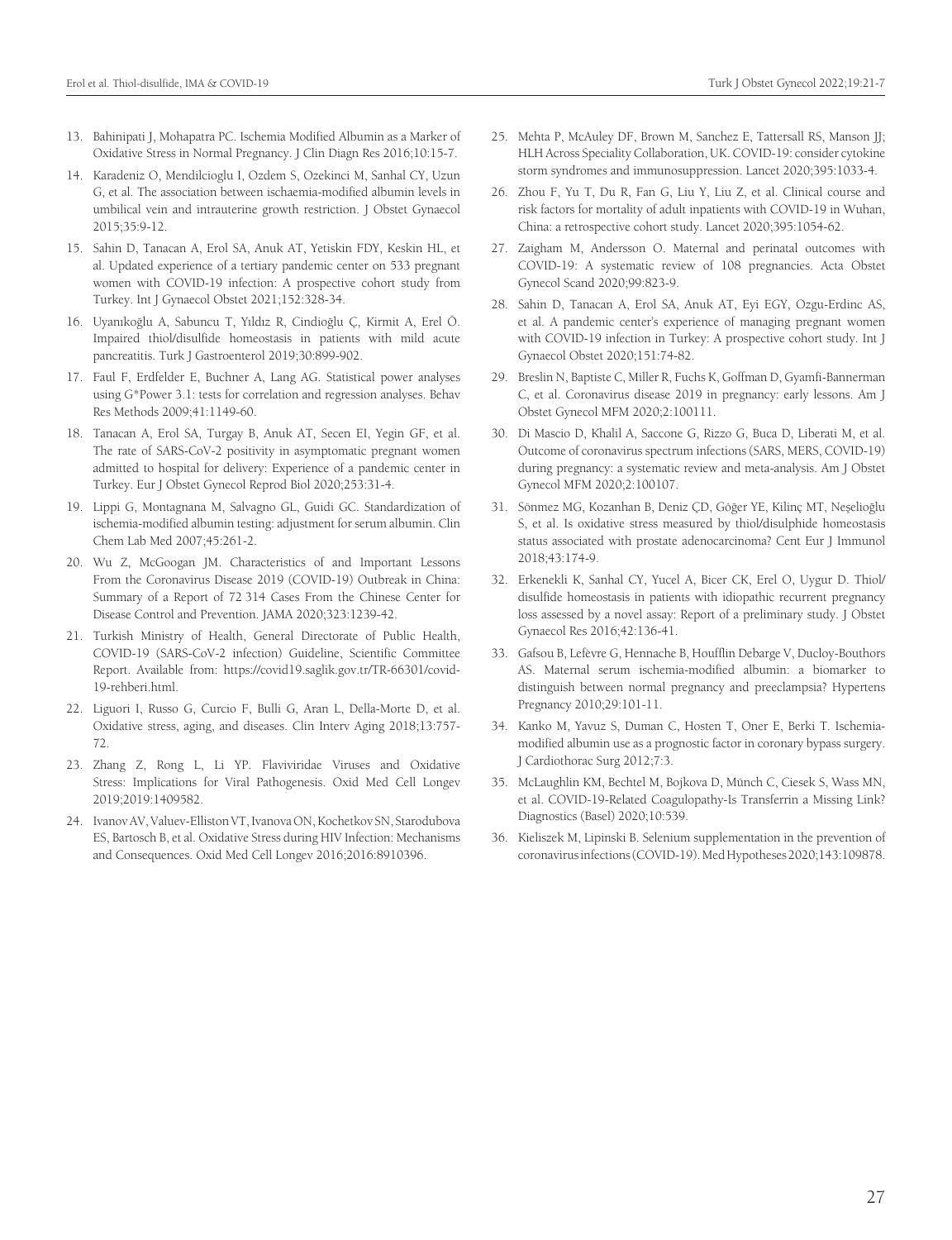13. Bahinipati J, Mohapatra PC. Ischemia Modified Albumin as a Marker of Oxidative Stress in Normal Pregnancy. J Clin Diagn Res 2016;10:15-7.
14. Karadeniz O, Mendilcioglu I, Ozdem S, Ozekinci M, Sanhal CY, Uzun G, et al. The association between ischaemia-modified albumin levels in umbilical vein and intrauterine growth restriction. J Obstet Gynaecol 2015;35:9-12.
15. Sahin D, Tanacan A, Erol SA, Anuk AT, Yetiskin FDY, Keskin HL, et al. Updated experience of a tertiary pandemic center on 533 pregnant women with COVID-19 infection: A prospective cohort study from Turkey. Int J Gynaecol Obstet 2021;152:328-34.
16. Uyanıkoğlu A, Sabuncu T, Yıldız R, Cindioğlu Ç, Kirmit A, Erel Ö. Impaired thiol/disulfide homeostasis in patients with mild acute pancreatitis. Turk J Gastroenterol 2019;30:899-902.
17. Faul F, Erdfelder E, Buchner A, Lang AG. Statistical power analyses using G*Power 3.1: tests for correlation and regression analyses. Behav Res Methods 2009;41:1149-60.
18. Tanacan A, Erol SA, Turgay B, Anuk AT, Secen EI, Yegin GF, et al. The rate of SARS-CoV-2 positivity in asymptomatic pregnant women admitted to hospital for delivery: Experience of a pandemic center in Turkey. Eur J Obstet Gynecol Reprod Biol 2020;253:31-4.
19. Lippi G, Montagnana M, Salvagno GL, Guidi GC. Standardization of ischemia-modified albumin testing: adjustment for serum albumin. Clin Chem Lab Med 2007;45:261-2.
20. Wu Z, McGoogan JM. Characteristics of and Important Lessons From the Coronavirus Disease 2019 (COVID-19) Outbreak in China: Summary of a Report of 72 314 Cases From the Chinese Center for Disease Control and Prevention. JAMA 2020;323:1239-42.
21. Turkish Ministry of Health, General Directorate of Public Health, COVID-19 (SARS-CoV-2 infection) Guideline, Scientific Committee Report. Available from: https://covid19.saglik.gov.tr/TR-66301/covid-19-rehberi.html.
22. Liguori I, Russo G, Curcio F, Bulli G, Aran L, Della-Morte D, et al. Oxidative stress, aging, and diseases. Clin Interv Aging 2018;13:757-72.
23. Zhang Z, Rong L, Li YP. Flaviviridae Viruses and Oxidative Stress: Implications for Viral Pathogenesis. Oxid Med Cell Longev 2019;2019:1409582.
24. Ivanov AV, Valuev-Elliston VT, Ivanova ON, Kochetkov SN, Starodubova ES, Bartosch B, et al. Oxidative Stress during HIV Infection: Mechanisms and Consequences. Oxid Med Cell Longev 2016;2016:8910396.
25. Mehta P, McAuley DF, Brown M, Sanchez E, Tattersall RS, Manson JJ; HLH Across Speciality Collaboration, UK. COVID-19: consider cytokine storm syndromes and immunosuppression. Lancet 2020;395:1033-4.
26. Zhou F, Yu T, Du R, Fan G, Liu Y, Liu Z, et al. Clinical course and risk factors for mortality of adult inpatients with COVID-19 in Wuhan, China: a retrospective cohort study. Lancet 2020;395:1054-62.
27. Zaigham M, Andersson O. Maternal and perinatal outcomes with COVID-19: A systematic review of 108 pregnancies. Acta Obstet Gynecol Scand 2020;99:823-9.
28. Sahin D, Tanacan A, Erol SA, Anuk AT, Eyi EGY, Ozgu-Erdinc AS, et al. A pandemic center's experience of managing pregnant women with COVID-19 infection in Turkey: A prospective cohort study. Int J Gynaecol Obstet 2020;151:74-82.
29. Breslin N, Baptiste C, Miller R, Fuchs K, Goffman D, Gyamfi-Bannerman C, et al. Coronavirus disease 2019 in pregnancy: early lessons. Am J Obstet Gynecol MFM 2020;2:100111.
30. Di Mascio D, Khalil A, Saccone G, Rizzo G, Buca D, Liberati M, et al. Outcome of coronavirus spectrum infections (SARS, MERS, COVID-19) during pregnancy: a systematic review and meta-analysis. Am J Obstet Gynecol MFM 2020;2:100107.
31. Sönmez MG, Kozanhan B, Deniz ÇD, Göğer YE, Kilinç MT, Neşelioğlu S, et al. Is oxidative stress measured by thiol/disulphide homeostasis status associated with prostate adenocarcinoma? Cent Eur J Immunol 2018;43:174-9.
32. Erkenekli K, Sanhal CY, Yucel A, Bicer CK, Erel O, Uygur D. Thiol/disulfide homeostasis in patients with idiopathic recurrent pregnancy loss assessed by a novel assay: Report of a preliminary study. J Obstet Gynaecol Res 2016;42:136-41.
33. Gafsou B, Lefèvre G, Hennache B, Houfflin Debarge V, Ducloy-Bouthors AS. Maternal serum ischemia-modified albumin: a biomarker to distinguish between normal pregnancy and preeclampsia? Hypertens Pregnancy 2010;29:101-11.
34. Kanko M, Yavuz S, Duman C, Hosten T, Oner E, Berki T. Ischemia-modified albumin use as a prognostic factor in coronary bypass surgery. J Cardiothorac Surg 2012;7:3.
35. McLaughlin KM, Bechtel M, Bojkova D, Münch C, Ciesek S, Wass MN, et al. COVID-19-Related Coagulopathy-Is Transferrin a Missing Link? Diagnostics (Basel) 2020;10:539.
36. Kieliszek M, Lipinski B. Selenium supplementation in the prevention of coronavirus infections (COVID-19). Med Hypotheses 2020;143:109878.